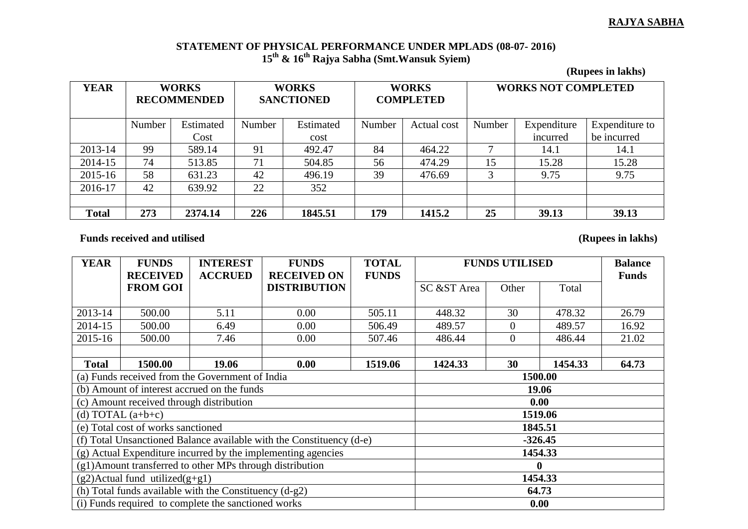**RAJYA SABHA**

## STATEMENT OF PHYSICAL PERFORMANCE UNDER MPLADS (08-07- 2016)

### 15th & 16th Rajya Sabha (Smt.Wansuk Syiem)

**(Rupees in lakhs)**

| YEAR | WORKS RECOMMENDED | | WORKS SANCTIONED | | WORKS COMPLETED | | WORKS NOT COMPLETED | | |
|---|---|---|---|---|---|---|---|---|---|
| | Number | Estimated Cost | Number | Estimated cost | Number | Actual cost | Number | Expenditure incurred | Expenditure to be incurred |
| 2013-14 | 99 | 589.14 | 91 | 492.47 | 84 | 464.22 | 7 | 14.1 | 14.1 |
| 2014-15 | 74 | 513.85 | 71 | 504.85 | 56 | 474.29 | 15 | 15.28 | 15.28 |
| 2015-16 | 58 | 631.23 | 42 | 496.19 | 39 | 476.69 | 3 | 9.75 | 9.75 |
| 2016-17 | 42 | 639.92 | 22 | 352 | | | | | |
| | | | | | | | | | |
| **Total** | **273** | **2374.14** | **226** | **1845.51** | **179** | **1415.2** | **25** | **39.13** | **39.13** |

**Funds received and utilised** **(Rupees in lakhs)**

| YEAR | FUNDS RECEIVED FROM GOI | INTEREST ACCRUED | FUNDS RECEIVED ON DISTRIBUTION | TOTAL FUNDS | FUNDS UTILISED | | | Balance Funds |
|---|---|---|---|---|---|---|---|---|
| | | | | | SC &ST Area | Other | Total | |
| 2013-14 | 500.00 | 5.11 | 0.00 | 505.11 | 448.32 | 30 | 478.32 | 26.79 |
| 2014-15 | 500.00 | 6.49 | 0.00 | 506.49 | 489.57 | 0 | 489.57 | 16.92 |
| 2015-16 | 500.00 | 7.46 | 0.00 | 507.46 | 486.44 | 0 | 486.44 | 21.02 |
| | | | | | | | | |
| **Total** | **1500.00** | **19.06** | **0.00** | **1519.06** | **1424.33** | **30** | **1454.33** | **64.73** |

| Item | Amount |
|---|---|
| (a) Funds received from the Government of India | **1500.00** |
| (b) Amount of interest accrued on the funds | **19.06** |
| (c) Amount received through distribution | **0.00** |
| (d) TOTAL (a+b+c) | **1519.06** |
| (e) Total cost of works sanctioned | **1845.51** |
| (f) Total Unsanctioned Balance available with the Constituency (d-e) | **-326.45** |
| (g) Actual Expenditure incurred by the implementing agencies | **1454.33** |
| (g1)Amount transferred to other MPs through distribution | **0** |
| (g2)Actual fund utilized(g+g1) | **1454.33** |
| (h) Total funds available with the Constituency (d-g2) | **64.73** |
| (i) Funds required to complete the sanctioned works | **0.00** |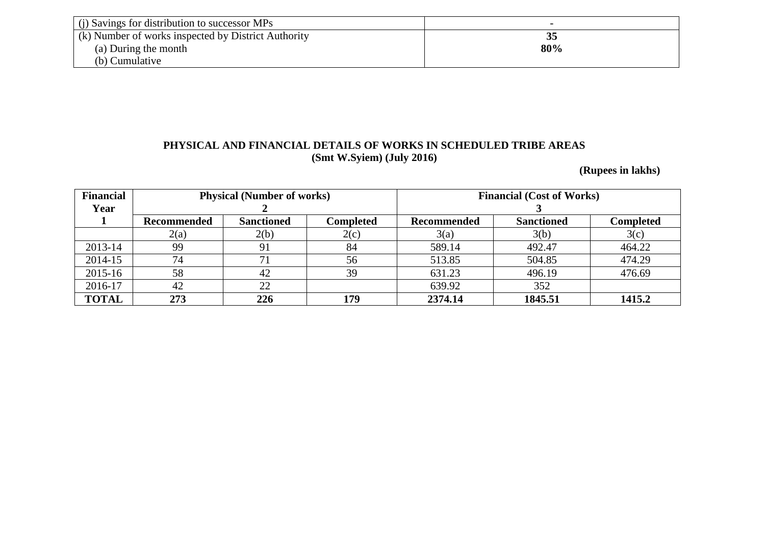| | |
|---|---|
| (j) Savings for distribution to successor MPs | - |
| (k) Number of works inspected by District Authority<br>(a) During the month<br>(b) Cumulative | **35**<br>**80%** |

**PHYSICAL AND FINANCIAL DETAILS OF WORKS IN SCHEDULED TRIBE AREAS**
**(Smt W.Syiem) (July 2016)**

**(Rupees in lakhs)**

| **Financial Year 1** | **Physical (Number of works) 2** | | | **Financial (Cost of Works) 3** | | |
|---|---|---|---|---|---|---|
| | **Recommended** | **Sanctioned** | **Completed** | **Recommended** | **Sanctioned** | **Completed** |
| | 2(a) | 2(b) | 2(c) | 3(a) | 3(b) | 3(c) |
| 2013-14 | 99 | 91 | 84 | 589.14 | 492.47 | 464.22 |
| 2014-15 | 74 | 71 | 56 | 513.85 | 504.85 | 474.29 |
| 2015-16 | 58 | 42 | 39 | 631.23 | 496.19 | 476.69 |
| 2016-17 | 42 | 22 | | 639.92 | 352 | |
| **TOTAL** | **273** | **226** | **179** | **2374.14** | **1845.51** | **1415.2** |